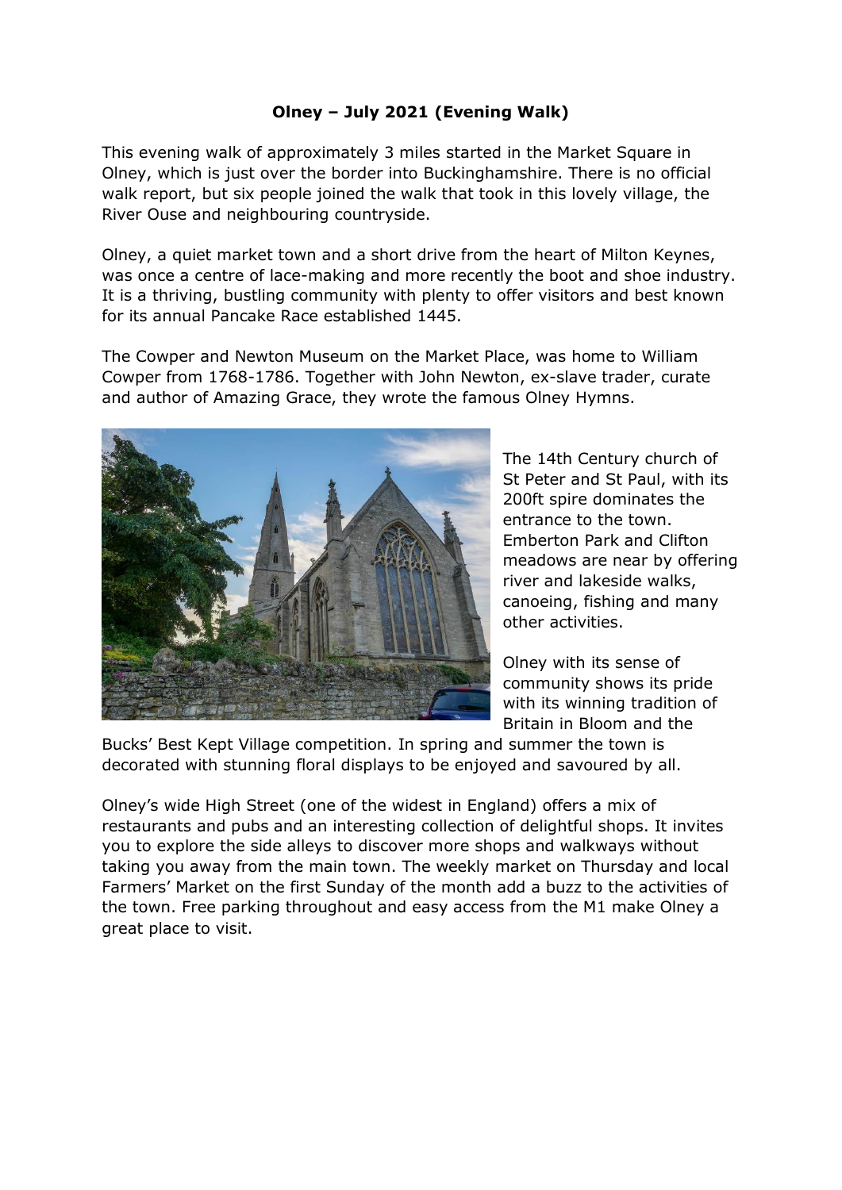**Olney – July 2021 (Evening Walk)**

This evening walk of approximately 3 miles started in the Market Square in Olney, which is just over the border into Buckinghamshire. There is no official walk report, but six people joined the walk that took in this lovely village, the River Ouse and neighbouring countryside.

Olney, a quiet market town and a short drive from the heart of Milton Keynes, was once a centre of lace-making and more recently the boot and shoe industry. It is a thriving, bustling community with plenty to offer visitors and best known for its annual Pancake Race established 1445.

The Cowper and Newton Museum on the Market Place, was home to William Cowper from 1768-1786. Together with John Newton, ex-slave trader, curate and author of Amazing Grace, they wrote the famous Olney Hymns.

The 14th Century church of St Peter and St Paul, with its 200ft spire dominates the entrance to the town. Emberton Park and Clifton meadows are near by offering river and lakeside walks, canoeing, fishing and many other activities.

Olney with its sense of community shows its pride with its winning tradition of Britain in Bloom and the Bucks' Best Kept Village competition. In spring and summer the town is decorated with stunning floral displays to be enjoyed and savoured by all.

Olney's wide High Street (one of the widest in England) offers a mix of restaurants and pubs and an interesting collection of delightful shops. It invites you to explore the side alleys to discover more shops and walkways without taking you away from the main town. The weekly market on Thursday and local Farmers' Market on the first Sunday of the month add a buzz to the activities of the town. Free parking throughout and easy access from the M1 make Olney a great place to visit.